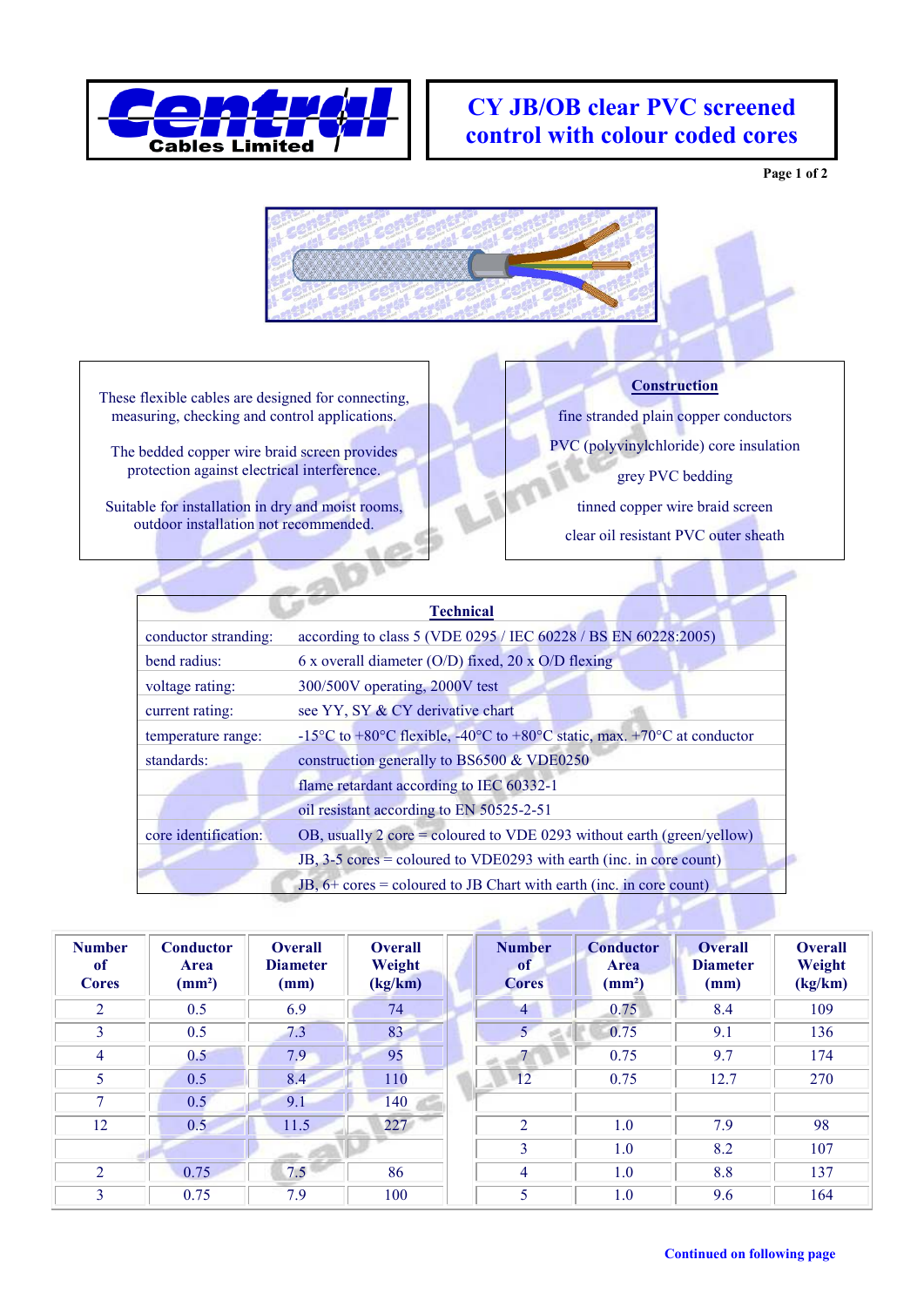# CY JB/OB clear PVC screened control with colour coded cores

These flexible cables are designed for connecting, measuring, checking and control applications.

The bedded copper wire braid screen provides protection against electrical interference.

Suitable for installation in dry and moist rooms, outdoor installation not recommended.

## Construction

fine stranded plain copper conductors

PVC (polyvinylchloride) core insulation

grey PVC bedding

tinned copper wire braid screen

clear oil resistant PVC outer sheath

## Technical

| | |
|---|---|
| conductor stranding: | according to class 5 (VDE 0295 / IEC 60228 / BS EN 60228:2005) |
| bend radius: | 6 x overall diameter (O/D) fixed, 20 x O/D flexing |
| voltage rating: | 300/500V operating, 2000V test |
| current rating: | see YY, SY & CY derivative chart |
| temperature range: | -15°C to +80°C flexible, -40°C to +80°C static, max. +70°C at conductor |
| standards: | construction generally to BS6500 & VDE0250 |
| | flame retardant according to IEC 60332-1 |
| | oil resistant according to EN 50525-2-51 |
| core identification: | OB, usually 2 core = coloured to VDE 0293 without earth (green/yellow) |
| | JB, 3-5 cores = coloured to VDE0293 with earth (inc. in core count) |
| | JB, 6+ cores = coloured to JB Chart with earth (inc. in core count) |

| Number of Cores | Conductor Area (mm²) | Overall Diameter (mm) | Overall Weight (kg/km) | Number of Cores | Conductor Area (mm²) | Overall Diameter (mm) | Overall Weight (kg/km) |
|---|---|---|---|---|---|---|---|
| 2 | 0.5 | 6.9 | 74 | 4 | 0.75 | 8.4 | 109 |
| 3 | 0.5 | 7.3 | 83 | 5 | 0.75 | 9.1 | 136 |
| 4 | 0.5 | 7.9 | 95 | 7 | 0.75 | 9.7 | 174 |
| 5 | 0.5 | 8.4 | 110 | 12 | 0.75 | 12.7 | 270 |
| 7 | 0.5 | 9.1 | 140 | | | | |
| 12 | 0.5 | 11.5 | 227 | 2 | 1.0 | 7.9 | 98 |
| | | | | 3 | 1.0 | 8.2 | 107 |
| 2 | 0.75 | 7.5 | 86 | 4 | 1.0 | 8.8 | 137 |
| 3 | 0.75 | 7.9 | 100 | 5 | 1.0 | 9.6 | 164 |

**Continued on following page**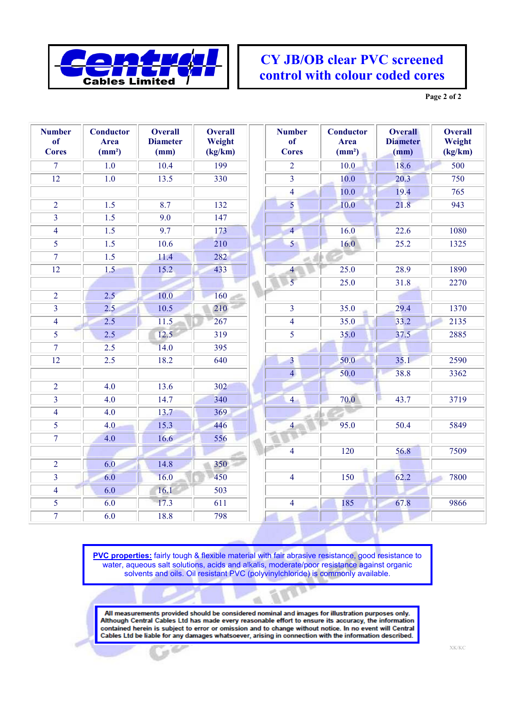# CY JB/OB clear PVC screened control with colour coded cores

| Number of Cores | Conductor Area (mm²) | Overall Diameter (mm) | Overall Weight (kg/km) | | Number of Cores | Conductor Area (mm²) | Overall Diameter (mm) | Overall Weight (kg/km) |
|---|---|---|---|---|---|---|---|---|
| 7 | 1.0 | 10.4 | 199 | | 2 | 10.0 | 18.6 | 500 |
| 12 | 1.0 | 13.5 | 330 | | 3 | 10.0 | 20.3 | 750 |
| | | | | | 4 | 10.0 | 19.4 | 765 |
| 2 | 1.5 | 8.7 | 132 | | 5 | 10.0 | 21.8 | 943 |
| 3 | 1.5 | 9.0 | 147 | | | | | |
| 4 | 1.5 | 9.7 | 173 | | 4 | 16.0 | 22.6 | 1080 |
| 5 | 1.5 | 10.6 | 210 | | 5 | 16.0 | 25.2 | 1325 |
| 7 | 1.5 | 11.4 | 282 | | | | | |
| 12 | 1.5 | 15.2 | 433 | | 4 | 25.0 | 28.9 | 1890 |
| | | | | | 5 | 25.0 | 31.8 | 2270 |
| 2 | 2.5 | 10.0 | 160 | | | | | |
| 3 | 2.5 | 10.5 | 210 | | 3 | 35.0 | 29.4 | 1370 |
| 4 | 2.5 | 11.5 | 267 | | 4 | 35.0 | 33.2 | 2135 |
| 5 | 2.5 | 12.5 | 319 | | 5 | 35.0 | 37.5 | 2885 |
| 7 | 2.5 | 14.0 | 395 | | | | | |
| 12 | 2.5 | 18.2 | 640 | | 3 | 50.0 | 35.1 | 2590 |
| | | | | | 4 | 50.0 | 38.8 | 3362 |
| 2 | 4.0 | 13.6 | 302 | | | | | |
| 3 | 4.0 | 14.7 | 340 | | 4 | 70.0 | 43.7 | 3719 |
| 4 | 4.0 | 13.7 | 369 | | | | | |
| 5 | 4.0 | 15.3 | 446 | | 4 | 95.0 | 50.4 | 5849 |
| 7 | 4.0 | 16.6 | 556 | | | | | |
| | | | | | 4 | 120 | 56.8 | 7509 |
| 2 | 6.0 | 14.8 | 350 | | | | | |
| 3 | 6.0 | 16.0 | 450 | | 4 | 150 | 62.2 | 7800 |
| 4 | 6.0 | 16.1 | 503 | | | | | |
| 5 | 6.0 | 17.3 | 611 | | 4 | 185 | 67.8 | 9866 |
| 7 | 6.0 | 18.8 | 798 | | | | | |

**PVC properties:** fairly tough & flexible material with fair abrasive resistance, good resistance to water, aqueous salt solutions, acids and alkalis, moderate/poor resistance against organic solvents and oils. Oil resistant PVC (polyvinylchloride) is commonly available.

All measurements provided should be considered nominal and images for illustration purposes only. Although Central Cables Ltd has made every reasonable effort to ensure its accuracy, the information contained herein is subject to error or omission and to change without notice. In no event will Central Cables Ltd be liable for any damages whatsoever, arising in connection with the information described.

XK/KC